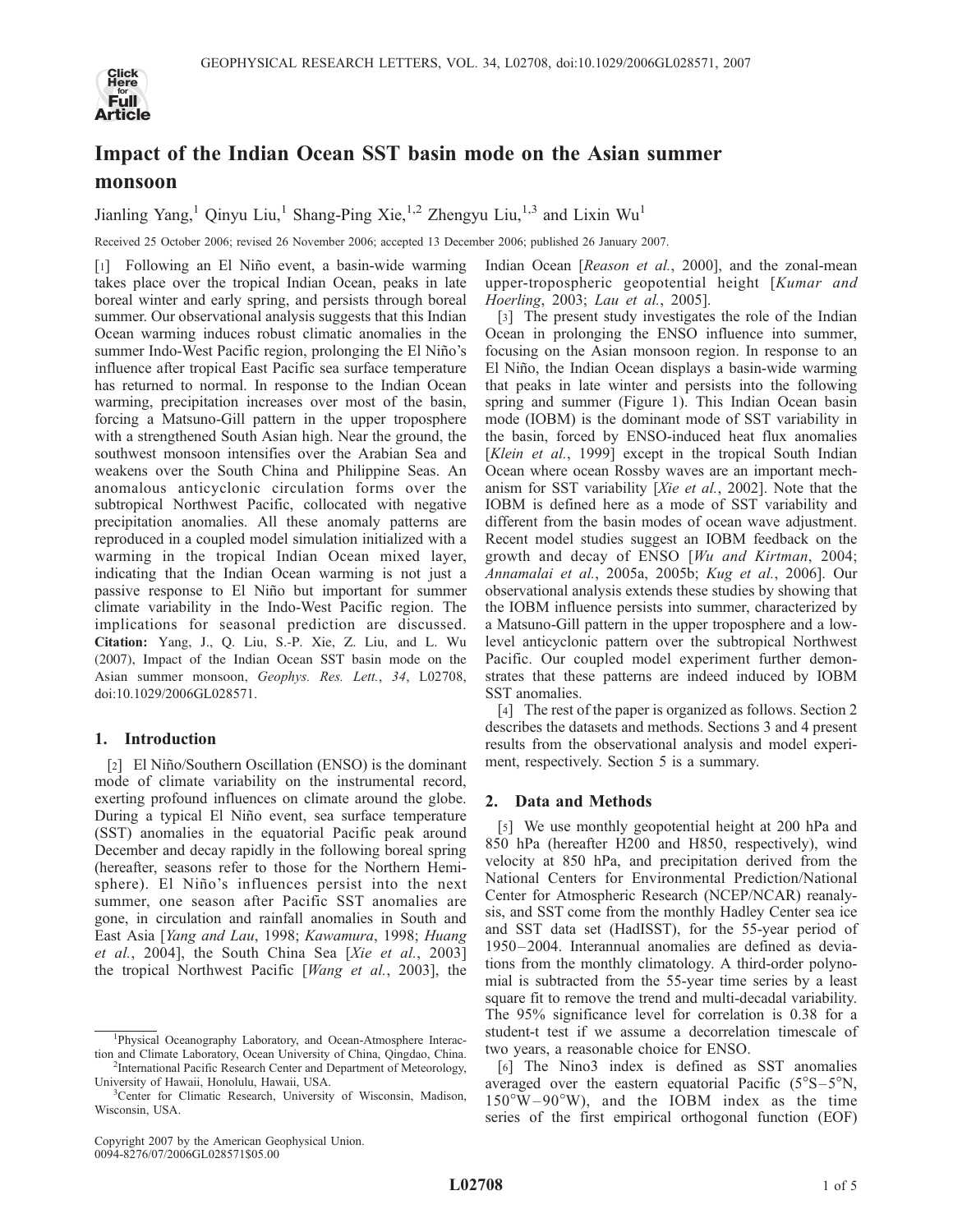# Impact of the Indian Ocean SST basin mode on the Asian summer monsoon

Jianling Yang,[1] Qinyu Liu,[1] Shang-Ping Xie,[1,2] Zhengyu Liu,[1,3] and Lixin Wu[1]

Received 25 October 2006; revised 26 November 2006; accepted 13 December 2006; published 26 January 2007.

[1] Following an El Niño event, a basin-wide warming takes place over the tropical Indian Ocean, peaks in late boreal winter and early spring, and persists through boreal summer. Our observational analysis suggests that this Indian Ocean warming induces robust climatic anomalies in the summer Indo-West Pacific region, prolonging the El Niño's influence after tropical East Pacific sea surface temperature has returned to normal. In response to the Indian Ocean warming, precipitation increases over most of the basin, forcing a Matsuno-Gill pattern in the upper troposphere with a strengthened South Asian high. Near the ground, the southwest monsoon intensifies over the Arabian Sea and weakens over the South China and Philippine Seas. An anomalous anticyclonic circulation forms over the subtropical Northwest Pacific, collocated with negative precipitation anomalies. All these anomaly patterns are reproduced in a coupled model simulation initialized with a warming in the tropical Indian Ocean mixed layer, indicating that the Indian Ocean warming is not just a passive response to El Niño but important for summer climate variability in the Indo-West Pacific region. The implications for seasonal prediction are discussed. **Citation:** Yang, J., Q. Liu, S.-P. Xie, Z. Liu, and L. Wu (2007), Impact of the Indian Ocean SST basin mode on the Asian summer monsoon, *Geophys. Res. Lett.*, *34*, L02708, doi:10.1029/2006GL028571.

## 1. Introduction

[2] El Niño/Southern Oscillation (ENSO) is the dominant mode of climate variability on the instrumental record, exerting profound influences on climate around the globe. During a typical El Niño event, sea surface temperature (SST) anomalies in the equatorial Pacific peak around December and decay rapidly in the following boreal spring (hereafter, seasons refer to those for the Northern Hemisphere). El Niño's influences persist into the next summer, one season after Pacific SST anomalies are gone, in circulation and rainfall anomalies in South and East Asia [*Yang and Lau*, 1998; *Kawamura*, 1998; *Huang et al.*, 2004], the South China Sea [*Xie et al.*, 2003] the tropical Northwest Pacific [*Wang et al.*, 2003], the Indian Ocean [*Reason et al.*, 2000], and the zonal-mean upper-tropospheric geopotential height [*Kumar and Hoerling*, 2003; *Lau et al.*, 2005].

[3] The present study investigates the role of the Indian Ocean in prolonging the ENSO influence into summer, focusing on the Asian monsoon region. In response to an El Niño, the Indian Ocean displays a basin-wide warming that peaks in late winter and persists into the following spring and summer (Figure 1). This Indian Ocean basin mode (IOBM) is the dominant mode of SST variability in the basin, forced by ENSO-induced heat flux anomalies [*Klein et al.*, 1999] except in the tropical South Indian Ocean where ocean Rossby waves are an important mechanism for SST variability [*Xie et al.*, 2002]. Note that the IOBM is defined here as a mode of SST variability and different from the basin modes of ocean wave adjustment. Recent model studies suggest an IOBM feedback on the growth and decay of ENSO [*Wu and Kirtman*, 2004; *Annamalai et al.*, 2005a, 2005b; *Kug et al.*, 2006]. Our observational analysis extends these studies by showing that the IOBM influence persists into summer, characterized by a Matsuno-Gill pattern in the upper troposphere and a low-level anticyclonic pattern over the subtropical Northwest Pacific. Our coupled model experiment further demonstrates that these patterns are indeed induced by IOBM SST anomalies.

[4] The rest of the paper is organized as follows. Section 2 describes the datasets and methods. Sections 3 and 4 present results from the observational analysis and model experiment, respectively. Section 5 is a summary.

## 2. Data and Methods

[5] We use monthly geopotential height at 200 hPa and 850 hPa (hereafter H200 and H850, respectively), wind velocity at 850 hPa, and precipitation derived from the National Centers for Environmental Prediction/National Center for Atmospheric Research (NCEP/NCAR) reanalysis, and SST come from the monthly Hadley Center sea ice and SST data set (HadISST), for the 55-year period of 1950–2004. Interannual anomalies are defined as deviations from the monthly climatology. A third-order polynomial is subtracted from the 55-year time series by a least square fit to remove the trend and multi-decadal variability. The 95% significance level for correlation is 0.38 for a student-t test if we assume a decorrelation timescale of two years, a reasonable choice for ENSO.

[6] The Nino3 index is defined as SST anomalies averaged over the eastern equatorial Pacific (5°S–5°N, 150°W–90°W), and the IOBM index as the time series of the first empirical orthogonal function (EOF)

---

[1]Physical Oceanography Laboratory, and Ocean-Atmosphere Interaction and Climate Laboratory, Ocean University of China, Qingdao, China.

[2]International Pacific Research Center and Department of Meteorology, University of Hawaii, Honolulu, Hawaii, USA.

[3]Center for Climatic Research, University of Wisconsin, Madison, Wisconsin, USA.

Copyright 2007 by the American Geophysical Union.
0094-8276/07/2006GL028571$05.00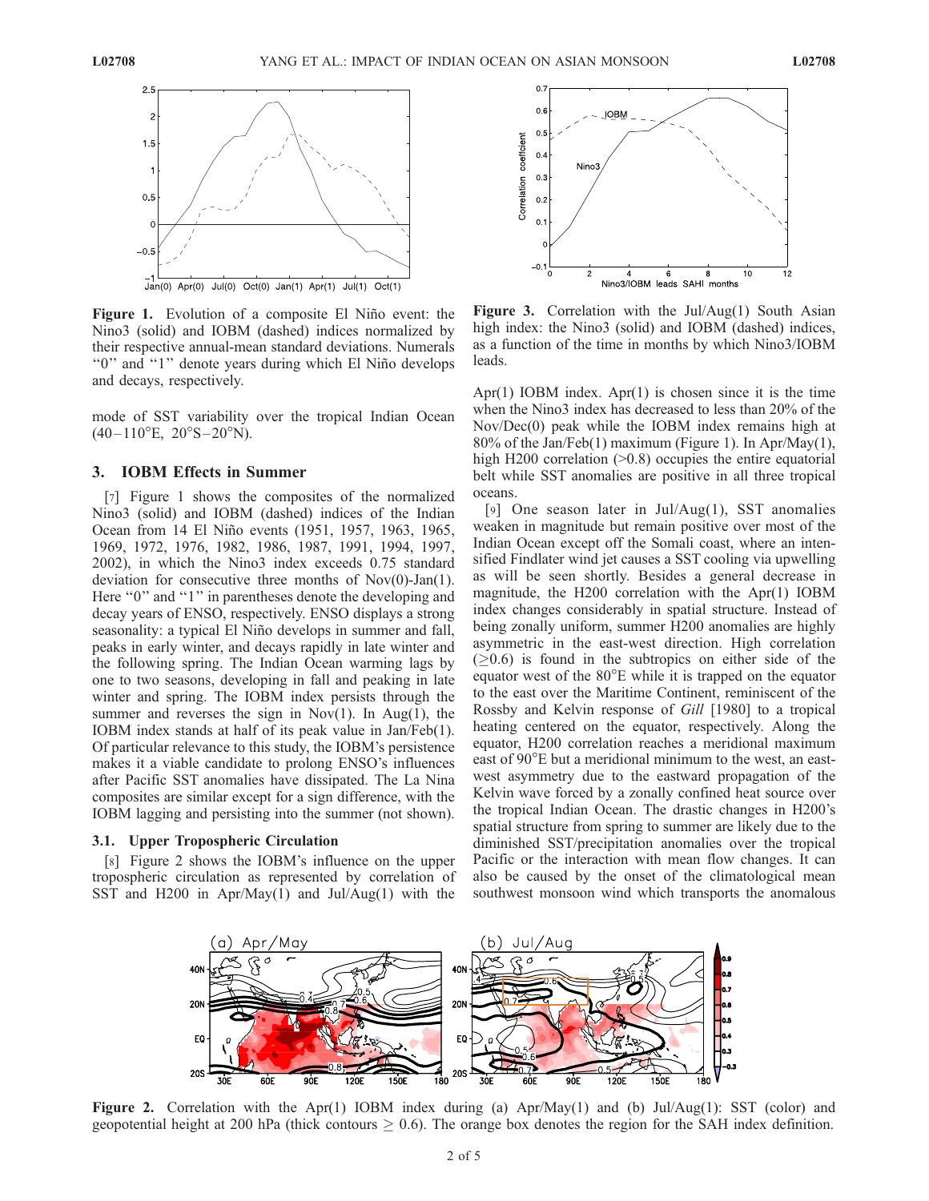**Figure 1.** Evolution of a composite El Niño event: the Nino3 (solid) and IOBM (dashed) indices normalized by their respective annual-mean standard deviations. Numerals "0" and "1" denote years during which El Niño develops and decays, respectively.

mode of SST variability over the tropical Indian Ocean (40–110°E, 20°S–20°N).

## 3. IOBM Effects in Summer

[7] Figure 1 shows the composites of the normalized Nino3 (solid) and IOBM (dashed) indices of the Indian Ocean from 14 El Niño events (1951, 1957, 1963, 1965, 1969, 1972, 1976, 1982, 1986, 1987, 1991, 1994, 1997, 2002), in which the Nino3 index exceeds 0.75 standard deviation for consecutive three months of Nov(0)-Jan(1). Here "0" and "1" in parentheses denote the developing and decay years of ENSO, respectively. ENSO displays a strong seasonality: a typical El Niño develops in summer and fall, peaks in early winter, and decays rapidly in late winter and the following spring. The Indian Ocean warming lags by one to two seasons, developing in fall and peaking in late winter and spring. The IOBM index persists through the summer and reverses the sign in Nov(1). In Aug(1), the IOBM index stands at half of its peak value in Jan/Feb(1). Of particular relevance to this study, the IOBM's persistence makes it a viable candidate to prolong ENSO's influences after Pacific SST anomalies have dissipated. The La Nina composites are similar except for a sign difference, with the IOBM lagging and persisting into the summer (not shown).

### 3.1. Upper Tropospheric Circulation

[8] Figure 2 shows the IOBM's influence on the upper tropospheric circulation as represented by correlation of SST and H200 in Apr/May(1) and Jul/Aug(1) with the Apr(1) IOBM index. Apr(1) is chosen since it is the time when the Nino3 index has decreased to less than 20% of the Nov/Dec(0) peak while the IOBM index remains high at 80% of the Jan/Feb(1) maximum (Figure 1). In Apr/May(1), high H200 correlation (>0.8) occupies the entire equatorial belt while SST anomalies are positive in all three tropical oceans.

**Figure 3.** Correlation with the Jul/Aug(1) South Asian high index: the Nino3 (solid) and IOBM (dashed) indices, as a function of the time in months by which Nino3/IOBM leads.

[9] One season later in Jul/Aug(1), SST anomalies weaken in magnitude but remain positive over most of the Indian Ocean except off the Somali coast, where an intensified Findlater wind jet causes a SST cooling via upwelling as will be seen shortly. Besides a general decrease in magnitude, the H200 correlation with the Apr(1) IOBM index changes considerably in spatial structure. Instead of being zonally uniform, summer H200 anomalies are highly asymmetric in the east-west direction. High correlation ($\geq$0.6) is found in the subtropics on either side of the equator west of the 80°E while it is trapped on the equator to the east over the Maritime Continent, reminiscent of the Rossby and Kelvin response of *Gill* [1980] to a tropical heating centered on the equator, respectively. Along the equator, H200 correlation reaches a meridional maximum east of 90°E but a meridional minimum to the west, an east-west asymmetry due to the eastward propagation of the Kelvin wave forced by a zonally confined heat source over the tropical Indian Ocean. The drastic changes in H200's spatial structure from spring to summer are likely due to the diminished SST/precipitation anomalies over the tropical Pacific or the interaction with mean flow changes. It can also be caused by the onset of the climatological mean southwest monsoon wind which transports the anomalous

**Figure 2.** Correlation with the Apr(1) IOBM index during (a) Apr/May(1) and (b) Jul/Aug(1): SST (color) and geopotential height at 200 hPa (thick contours $\geq$ 0.6). The orange box denotes the region for the SAH index definition.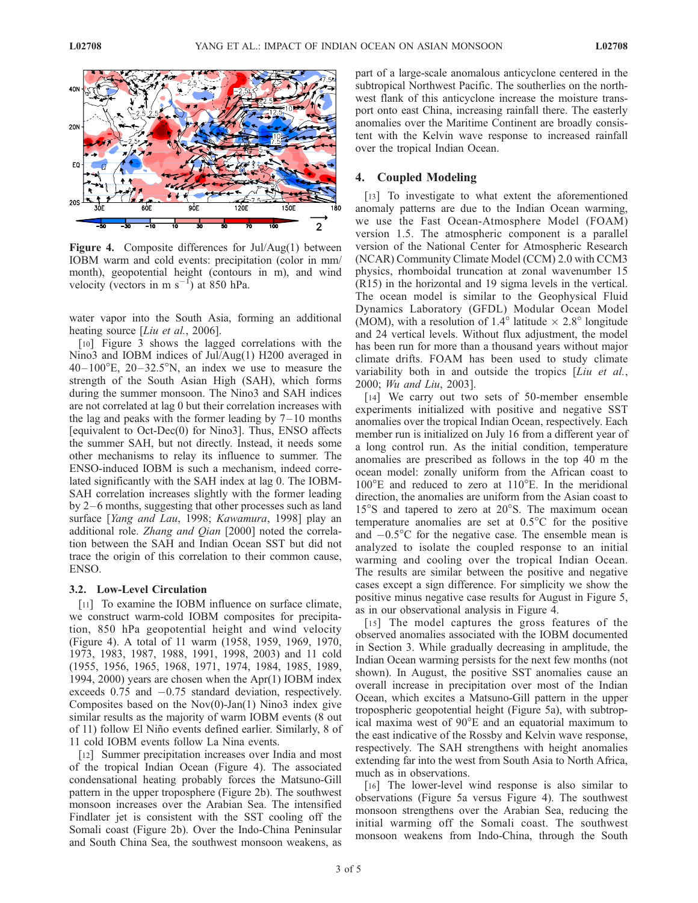Figure 4. Composite differences for Jul/Aug(1) between IOBM warm and cold events: precipitation (color in mm/month), geopotential height (contours in m), and wind velocity (vectors in m $s^{-1}$) at 850 hPa.

water vapor into the South Asia, forming an additional heating source [*Liu et al.*, 2006].

[10] Figure 3 shows the lagged correlations with the Nino3 and IOBM indices of Jul/Aug(1) H200 averaged in 40–100°E, 20–32.5°N, an index we use to measure the strength of the South Asian High (SAH), which forms during the summer monsoon. The Nino3 and SAH indices are not correlated at lag 0 but their correlation increases with the lag and peaks with the former leading by 7–10 months [equivalent to Oct-Dec(0) for Nino3]. Thus, ENSO affects the summer SAH, but not directly. Instead, it needs some other mechanisms to relay its influence to summer. The ENSO-induced IOBM is such a mechanism, indeed correlated significantly with the SAH index at lag 0. The IOBM-SAH correlation increases slightly with the former leading by 2–6 months, suggesting that other processes such as land surface [*Yang and Lau*, 1998; *Kawamura*, 1998] play an additional role. *Zhang and Qian* [2000] noted the correlation between the SAH and Indian Ocean SST but did not trace the origin of this correlation to their common cause, ENSO.

### 3.2. Low-Level Circulation

[11] To examine the IOBM influence on surface climate, we construct warm-cold IOBM composites for precipitation, 850 hPa geopotential height and wind velocity (Figure 4). A total of 11 warm (1958, 1959, 1969, 1970, 1973, 1983, 1987, 1988, 1991, 1998, 2003) and 11 cold (1955, 1956, 1965, 1968, 1971, 1974, 1984, 1985, 1989, 1994, 2000) years are chosen when the Apr(1) IOBM index exceeds 0.75 and −0.75 standard deviation, respectively. Composites based on the Nov(0)-Jan(1) Nino3 index give similar results as the majority of warm IOBM events (8 out of 11) follow El Niño events defined earlier. Similarly, 8 of 11 cold IOBM events follow La Nina events.

[12] Summer precipitation increases over India and most of the tropical Indian Ocean (Figure 4). The associated condensational heating probably forces the Matsuno-Gill pattern in the upper troposphere (Figure 2b). The southwest monsoon increases over the Arabian Sea. The intensified Findlater jet is consistent with the SST cooling off the Somali coast (Figure 2b). Over the Indo-China Peninsular and South China Sea, the southwest monsoon weakens, as part of a large-scale anomalous anticyclone centered in the subtropical Northwest Pacific. The southerlies on the northwest flank of this anticyclone increase the moisture transport onto east China, increasing rainfall there. The easterly anomalies over the Maritime Continent are broadly consistent with the Kelvin wave response to increased rainfall over the tropical Indian Ocean.

## 4. Coupled Modeling

[13] To investigate to what extent the aforementioned anomaly patterns are due to the Indian Ocean warming, we use the Fast Ocean-Atmosphere Model (FOAM) version 1.5. The atmospheric component is a parallel version of the National Center for Atmospheric Research (NCAR) Community Climate Model (CCM) 2.0 with CCM3 physics, rhomboidal truncation at zonal wavenumber 15 (R15) in the horizontal and 19 sigma levels in the vertical. The ocean model is similar to the Geophysical Fluid Dynamics Laboratory (GFDL) Modular Ocean Model (MOM), with a resolution of 1.4° latitude × 2.8° longitude and 24 vertical levels. Without flux adjustment, the model has been run for more than a thousand years without major climate drifts. FOAM has been used to study climate variability both in and outside the tropics [*Liu et al.*, 2000; *Wu and Liu*, 2003].

[14] We carry out two sets of 50-member ensemble experiments initialized with positive and negative SST anomalies over the tropical Indian Ocean, respectively. Each member run is initialized on July 16 from a different year of a long control run. As the initial condition, temperature anomalies are prescribed as follows in the top 40 m the ocean model: zonally uniform from the African coast to 100°E and reduced to zero at 110°E. In the meridional direction, the anomalies are uniform from the Asian coast to 15°S and tapered to zero at 20°S. The maximum ocean temperature anomalies are set at 0.5°C for the positive and −0.5°C for the negative case. The ensemble mean is analyzed to isolate the coupled response to an initial warming and cooling over the tropical Indian Ocean. The results are similar between the positive and negative cases except a sign difference. For simplicity we show the positive minus negative case results for August in Figure 5, as in our observational analysis in Figure 4.

[15] The model captures the gross features of the observed anomalies associated with the IOBM documented in Section 3. While gradually decreasing in amplitude, the Indian Ocean warming persists for the next few months (not shown). In August, the positive SST anomalies cause an overall increase in precipitation over most of the Indian Ocean, which excites a Matsuno-Gill pattern in the upper tropospheric geopotential height (Figure 5a), with subtropical maxima west of 90°E and an equatorial maximum to the east indicative of the Rossby and Kelvin wave response, respectively. The SAH strengthens with height anomalies extending far into the west from South Asia to North Africa, much as in observations.

[16] The lower-level wind response is also similar to observations (Figure 5a versus Figure 4). The southwest monsoon strengthens over the Arabian Sea, reducing the initial warming off the Somali coast. The southwest monsoon weakens from Indo-China, through the South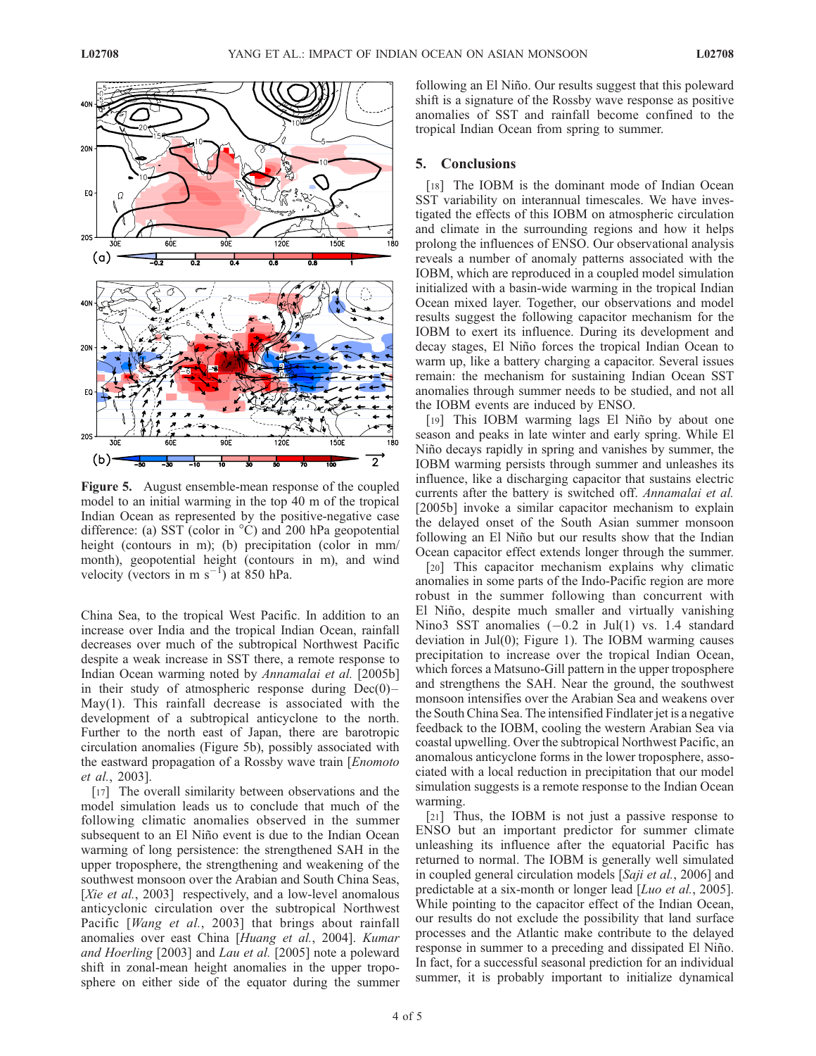**Figure 5.** August ensemble-mean response of the coupled model to an initial warming in the top 40 m of the tropical Indian Ocean as represented by the positive-negative case difference: (a) SST (color in °C) and 200 hPa geopotential height (contours in m); (b) precipitation (color in mm/month), geopotential height (contours in m), and wind velocity (vectors in m $s^{-1}$) at 850 hPa.

China Sea, to the tropical West Pacific. In addition to an increase over India and the tropical Indian Ocean, rainfall decreases over much of the subtropical Northwest Pacific despite a weak increase in SST there, a remote response to Indian Ocean warming noted by *Annamalai et al.* [2005b] in their study of atmospheric response during Dec(0)–May(1). This rainfall decrease is associated with the development of a subtropical anticyclone to the north. Further to the north east of Japan, there are barotropic circulation anomalies (Figure 5b), possibly associated with the eastward propagation of a Rossby wave train [*Enomoto et al.*, 2003].

[17] The overall similarity between observations and the model simulation leads us to conclude that much of the following climatic anomalies observed in the summer subsequent to an El Niño event is due to the Indian Ocean warming of long persistence: the strengthened SAH in the upper troposphere, the strengthening and weakening of the southwest monsoon over the Arabian and South China Seas, [*Xie et al.*, 2003] respectively, and a low-level anomalous anticyclonic circulation over the subtropical Northwest Pacific [*Wang et al.*, 2003] that brings about rainfall anomalies over east China [*Huang et al.*, 2004]. *Kumar and Hoerling* [2003] and *Lau et al.* [2005] note a poleward shift in zonal-mean height anomalies in the upper troposphere on either side of the equator during the summer following an El Niño. Our results suggest that this poleward shift is a signature of the Rossby wave response as positive anomalies of SST and rainfall become confined to the tropical Indian Ocean from spring to summer.

## 5. Conclusions

[18] The IOBM is the dominant mode of Indian Ocean SST variability on interannual timescales. We have investigated the effects of this IOBM on atmospheric circulation and climate in the surrounding regions and how it helps prolong the influences of ENSO. Our observational analysis reveals a number of anomaly patterns associated with the IOBM, which are reproduced in a coupled model simulation initialized with a basin-wide warming in the tropical Indian Ocean mixed layer. Together, our observations and model results suggest the following capacitor mechanism for the IOBM to exert its influence. During its development and decay stages, El Niño forces the tropical Indian Ocean to warm up, like a battery charging a capacitor. Several issues remain: the mechanism for sustaining Indian Ocean SST anomalies through summer needs to be studied, and not all the IOBM events are induced by ENSO.

[19] This IOBM warming lags El Niño by about one season and peaks in late winter and early spring. While El Niño decays rapidly in spring and vanishes by summer, the IOBM warming persists through summer and unleashes its influence, like a discharging capacitor that sustains electric currents after the battery is switched off. *Annamalai et al.* [2005b] invoke a similar capacitor mechanism to explain the delayed onset of the South Asian summer monsoon following an El Niño but our results show that the Indian Ocean capacitor effect extends longer through the summer.

[20] This capacitor mechanism explains why climatic anomalies in some parts of the Indo-Pacific region are more robust in the summer following than concurrent with El Niño, despite much smaller and virtually vanishing Nino3 SST anomalies (−0.2 in Jul(1) vs. 1.4 standard deviation in Jul(0); Figure 1). The IOBM warming causes precipitation to increase over the tropical Indian Ocean, which forces a Matsuno-Gill pattern in the upper troposphere and strengthens the SAH. Near the ground, the southwest monsoon intensifies over the Arabian Sea and weakens over the South China Sea. The intensified Findlater jet is a negative feedback to the IOBM, cooling the western Arabian Sea via coastal upwelling. Over the subtropical Northwest Pacific, an anomalous anticyclone forms in the lower troposphere, associated with a local reduction in precipitation that our model simulation suggests is a remote response to the Indian Ocean warming.

[21] Thus, the IOBM is not just a passive response to ENSO but an important predictor for summer climate unleashing its influence after the equatorial Pacific has returned to normal. The IOBM is generally well simulated in coupled general circulation models [*Saji et al.*, 2006] and predictable at a six-month or longer lead [*Luo et al.*, 2005]. While pointing to the capacitor effect of the Indian Ocean, our results do not exclude the possibility that land surface processes and the Atlantic make contribute to the delayed response in summer to a preceding and dissipated El Niño. In fact, for a successful seasonal prediction for an individual summer, it is probably important to initialize dynamical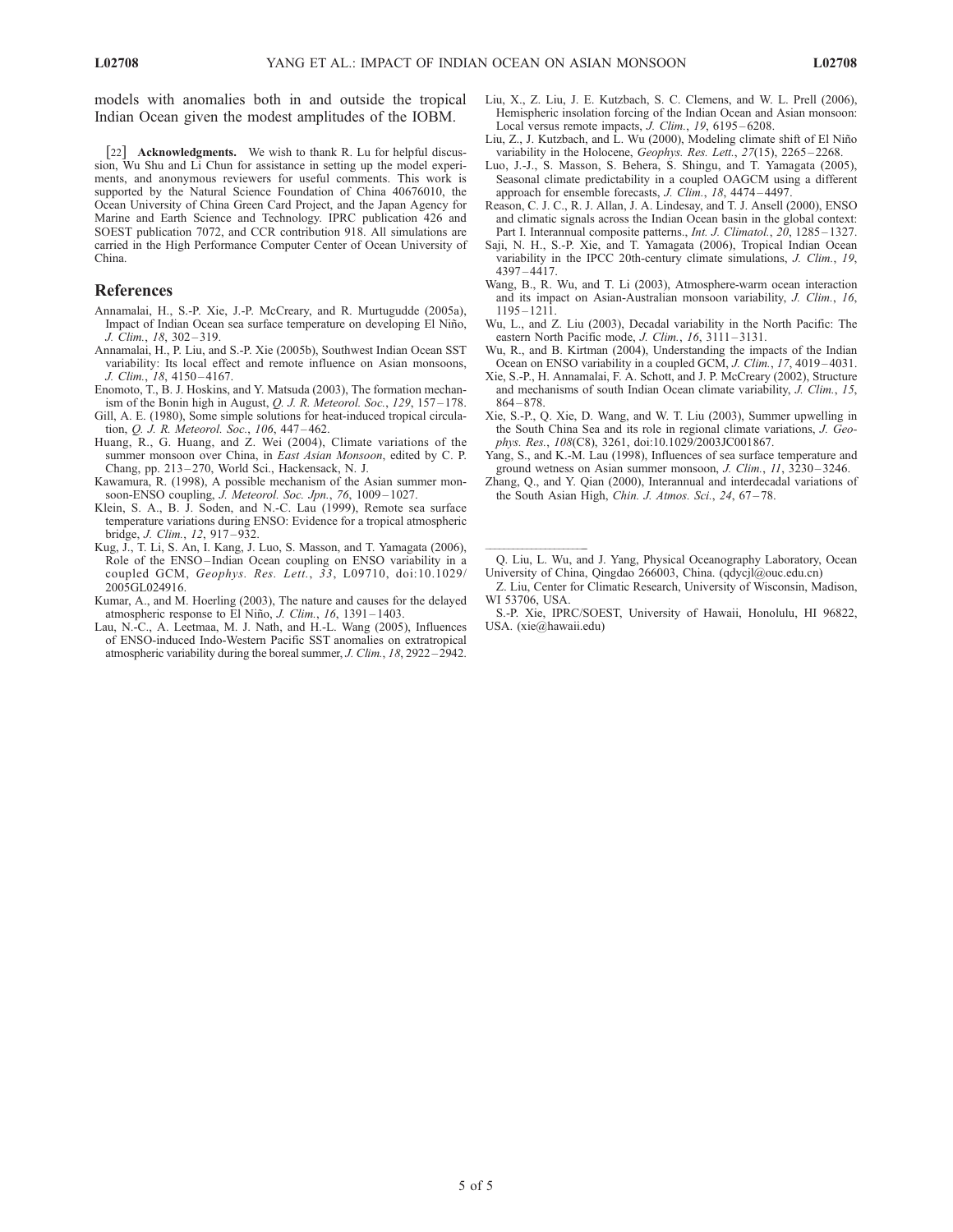models with anomalies both in and outside the tropical Indian Ocean given the modest amplitudes of the IOBM.

[22] **Acknowledgments.** We wish to thank R. Lu for helpful discussion, Wu Shu and Li Chun for assistance in setting up the model experiments, and anonymous reviewers for useful comments. This work is supported by the Natural Science Foundation of China 40676010, the Ocean University of China Green Card Project, and the Japan Agency for Marine and Earth Science and Technology. IPRC publication 426 and SOEST publication 7072, and CCR contribution 918. All simulations are carried in the High Performance Computer Center of Ocean University of China.

## References

Annamalai, H., S.-P. Xie, J.-P. McCreary, and R. Murtugudde (2005a), Impact of Indian Ocean sea surface temperature on developing El Niño, *J. Clim.*, *18*, 302–319.

Annamalai, H., P. Liu, and S.-P. Xie (2005b), Southwest Indian Ocean SST variability: Its local effect and remote influence on Asian monsoons, *J. Clim.*, *18*, 4150–4167.

Enomoto, T., B. J. Hoskins, and Y. Matsuda (2003), The formation mechanism of the Bonin high in August, *Q. J. R. Meteorol. Soc.*, *129*, 157–178.

Gill, A. E. (1980), Some simple solutions for heat-induced tropical circulation, *Q. J. R. Meteorol. Soc.*, *106*, 447–462.

Huang, R., G. Huang, and Z. Wei (2004), Climate variations of the summer monsoon over China, in *East Asian Monsoon*, edited by C. P. Chang, pp. 213–270, World Sci., Hackensack, N. J.

Kawamura, R. (1998), A possible mechanism of the Asian summer monsoon-ENSO coupling, *J. Meteorol. Soc. Jpn.*, *76*, 1009–1027.

Klein, S. A., B. J. Soden, and N.-C. Lau (1999), Remote sea surface temperature variations during ENSO: Evidence for a tropical atmospheric bridge, *J. Clim.*, *12*, 917–932.

Kug, J., T. Li, S. An, I. Kang, J. Luo, S. Masson, and T. Yamagata (2006), Role of the ENSO–Indian Ocean coupling on ENSO variability in a coupled GCM, *Geophys. Res. Lett.*, *33*, L09710, doi:10.1029/2005GL024916.

Kumar, A., and M. Hoerling (2003), The nature and causes for the delayed atmospheric response to El Niño, *J. Clim.*, *16*, 1391–1403.

Lau, N.-C., A. Leetmaa, M. J. Nath, and H.-L. Wang (2005), Influences of ENSO-induced Indo-Western Pacific SST anomalies on extratropical atmospheric variability during the boreal summer, *J. Clim.*, *18*, 2922–2942.

Liu, X., Z. Liu, J. E. Kutzbach, S. C. Clemens, and W. L. Prell (2006), Hemispheric insolation forcing of the Indian Ocean and Asian monsoon: Local versus remote impacts, *J. Clim.*, *19*, 6195–6208.

Liu, Z., J. Kutzbach, and L. Wu (2000), Modeling climate shift of El Niño variability in the Holocene, *Geophys. Res. Lett.*, *27*(15), 2265–2268.

Luo, J.-J., S. Masson, S. Behera, S. Shingu, and T. Yamagata (2005), Seasonal climate predictability in a coupled OAGCM using a different approach for ensemble forecasts, *J. Clim.*, *18*, 4474–4497.

Reason, C. J. C., R. J. Allan, J. A. Lindesay, and T. J. Ansell (2000), ENSO and climatic signals across the Indian Ocean basin in the global context: Part I. Interannual composite patterns., *Int. J. Climatol.*, *20*, 1285–1327.

Saji, N. H., S.-P. Xie, and T. Yamagata (2006), Tropical Indian Ocean variability in the IPCC 20th-century climate simulations, *J. Clim.*, *19*, 4397–4417.

Wang, B., R. Wu, and T. Li (2003), Atmosphere-warm ocean interaction and its impact on Asian-Australian monsoon variability, *J. Clim.*, *16*, 1195–1211.

Wu, L., and Z. Liu (2003), Decadal variability in the North Pacific: The eastern North Pacific mode, *J. Clim.*, *16*, 3111–3131.

Wu, R., and B. Kirtman (2004), Understanding the impacts of the Indian Ocean on ENSO variability in a coupled GCM, *J. Clim.*, *17*, 4019–4031.

Xie, S.-P., H. Annamalai, F. A. Schott, and J. P. McCreary (2002), Structure and mechanisms of south Indian Ocean climate variability, *J. Clim.*, *15*, 864–878.

Xie, S.-P., Q. Xie, D. Wang, and W. T. Liu (2003), Summer upwelling in the South China Sea and its role in regional climate variations, *J. Geophys. Res.*, *108*(C8), 3261, doi:10.1029/2003JC001867.

Yang, S., and K.-M. Lau (1998), Influences of sea surface temperature and ground wetness on Asian summer monsoon, *J. Clim.*, *11*, 3230–3246.

Zhang, Q., and Y. Qian (2000), Interannual and interdecadal variations of the South Asian High, *Chin. J. Atmos. Sci.*, *24*, 67–78.

---

Q. Liu, L. Wu, and J. Yang, Physical Oceanography Laboratory, Ocean University of China, Qingdao 266003, China. (qdycjl@ouc.edu.cn)

Z. Liu, Center for Climatic Research, University of Wisconsin, Madison, WI 53706, USA.

S.-P. Xie, IPRC/SOEST, University of Hawaii, Honolulu, HI 96822, USA. (xie@hawaii.edu)